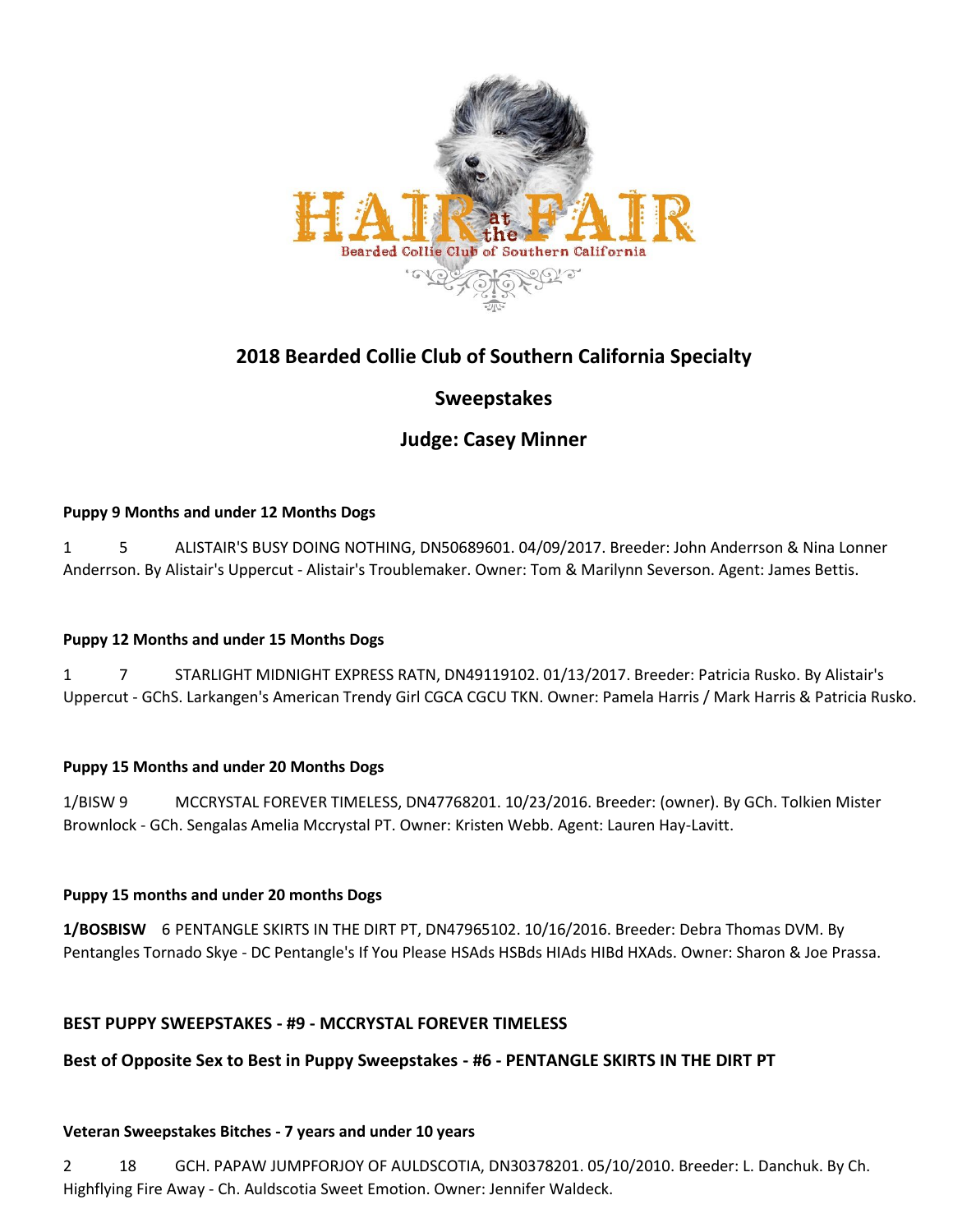# 2018 Bearded Collie Club of Southern California Specialty

## Sweepstakes

## Judge: Casey Minner

**Puppy 9 Months and under 12 Months Dogs**

1 5 ALISTAIR'S BUSY DOING NOTHING, DN50689601. 04/09/2017. Breeder: John Anderrson & Nina Lonner Anderrson. By Alistair's Uppercut - Alistair's Troublemaker. Owner: Tom & Marilynn Severson. Agent: James Bettis.

**Puppy 12 Months and under 15 Months Dogs**

1 7 STARLIGHT MIDNIGHT EXPRESS RATN, DN49119102. 01/13/2017. Breeder: Patricia Rusko. By Alistair's Uppercut - GChS. Larkangen's American Trendy Girl CGCA CGCU TKN. Owner: Pamela Harris / Mark Harris & Patricia Rusko.

**Puppy 15 Months and under 20 Months Dogs**

1/BISW 9 MCCRYSTAL FOREVER TIMELESS, DN47768201. 10/23/2016. Breeder: (owner). By GCh. Tolkien Mister Brownlock - GCh. Sengalas Amelia Mccrystal PT. Owner: Kristen Webb. Agent: Lauren Hay-Lavitt.

**Puppy 15 months and under 20 months Dogs**

**1/BOSBISW** 6 PENTANGLE SKIRTS IN THE DIRT PT, DN47965102. 10/16/2016. Breeder: Debra Thomas DVM. By Pentangles Tornado Skye - DC Pentangle's If You Please HSAds HSBds HIAds HIBd HXAds. Owner: Sharon & Joe Prassa.

**BEST PUPPY SWEEPSTAKES - #9 - MCCRYSTAL FOREVER TIMELESS**

**Best of Opposite Sex to Best in Puppy Sweepstakes - #6 - PENTANGLE SKIRTS IN THE DIRT PT**

**Veteran Sweepstakes Bitches - 7 years and under 10 years**

2 18 GCH. PAPAW JUMPFORJOY OF AULDSCOTIA, DN30378201. 05/10/2010. Breeder: L. Danchuk. By Ch. Highflying Fire Away - Ch. Auldscotia Sweet Emotion. Owner: Jennifer Waldeck.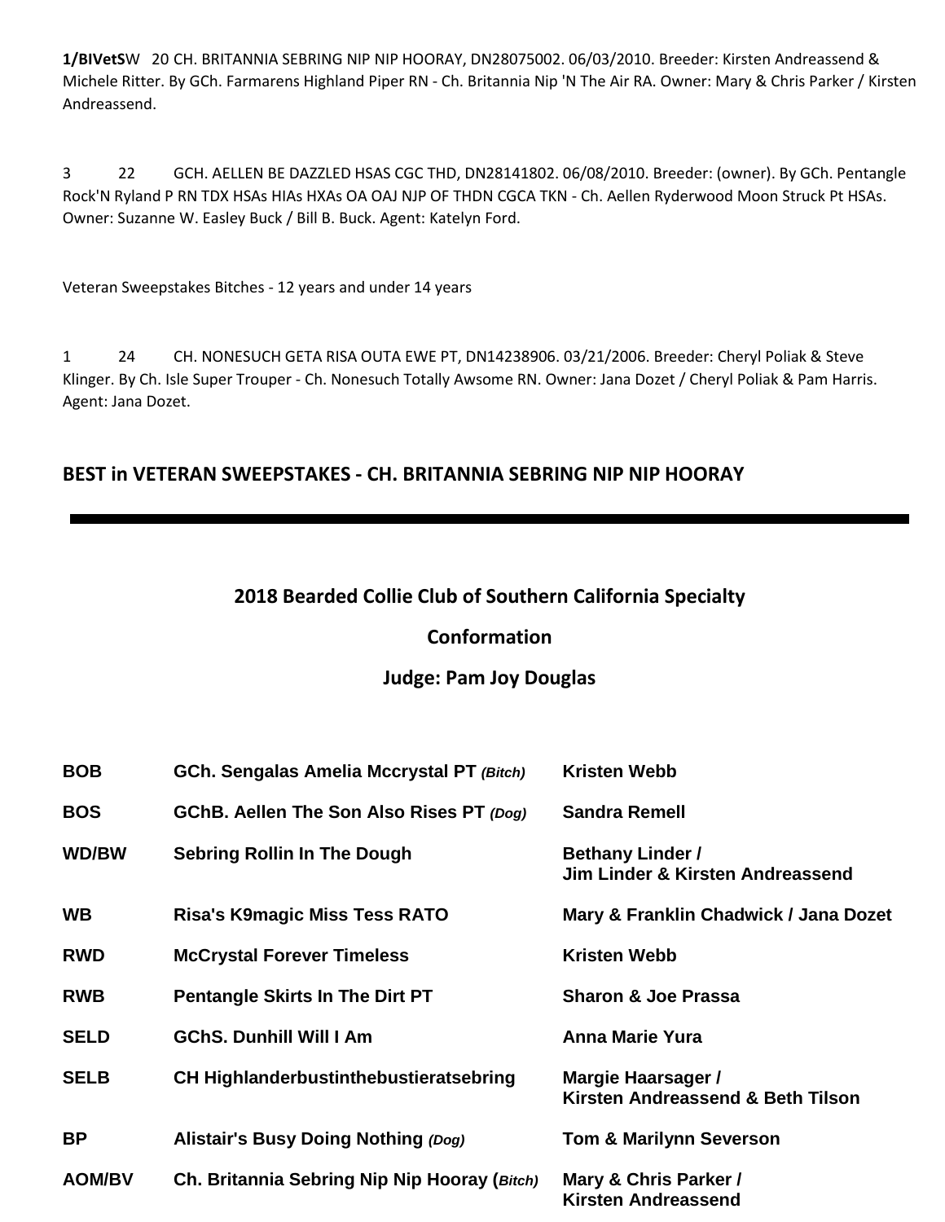**1/BIVetS**W 20 CH. BRITANNIA SEBRING NIP NIP HOORAY, DN28075002. 06/03/2010. Breeder: Kirsten Andreassend & Michele Ritter. By GCh. Farmarens Highland Piper RN - Ch. Britannia Nip 'N The Air RA. Owner: Mary & Chris Parker / Kirsten Andreassend.

3 22 GCH. AELLEN BE DAZZLED HSAS CGC THD, DN28141802. 06/08/2010. Breeder: (owner). By GCh. Pentangle Rock'N Ryland P RN TDX HSAs HIAs HXAs OA OAJ NJP OF THDN CGCA TKN - Ch. Aellen Ryderwood Moon Struck Pt HSAs. Owner: Suzanne W. Easley Buck / Bill B. Buck. Agent: Katelyn Ford.

Veteran Sweepstakes Bitches - 12 years and under 14 years

1 24 CH. NONESUCH GETA RISA OUTA EWE PT, DN14238906. 03/21/2006. Breeder: Cheryl Poliak & Steve Klinger. By Ch. Isle Super Trouper - Ch. Nonesuch Totally Awsome RN. Owner: Jana Dozet / Cheryl Poliak & Pam Harris. Agent: Jana Dozet.

**BEST in VETERAN SWEEPSTAKES - CH. BRITANNIA SEBRING NIP NIP HOORAY**

---

## 2018 Bearded Collie Club of Southern California Specialty

## Conformation

## Judge: Pam Joy Douglas

| | | |
|---|---|---|
| **BOB** | **GCh. Sengalas Amelia Mccrystal PT *(Bitch)*** | **Kristen Webb** |
| **BOS** | **GChB. Aellen The Son Also Rises PT *(Dog)*** | **Sandra Remell** |
| **WD/BW** | **Sebring Rollin In The Dough** | **Bethany Linder / Jim Linder & Kirsten Andreassend** |
| **WB** | **Risa's K9magic Miss Tess RATO** | **Mary & Franklin Chadwick / Jana Dozet** |
| **RWD** | **McCrystal Forever Timeless** | **Kristen Webb** |
| **RWB** | **Pentangle Skirts In The Dirt PT** | **Sharon & Joe Prassa** |
| **SELD** | **GChS. Dunhill Will I Am** | **Anna Marie Yura** |
| **SELB** | **CH Highlanderbustinthebustieratsebring** | **Margie Haarsager / Kirsten Andreassend & Beth Tilson** |
| **BP** | **Alistair's Busy Doing Nothing *(Dog)*** | **Tom & Marilynn Severson** |
| **AOM/BV** | **Ch. Britannia Sebring Nip Nip Hooray (*Bitch*)** | **Mary & Chris Parker / Kirsten Andreassend** |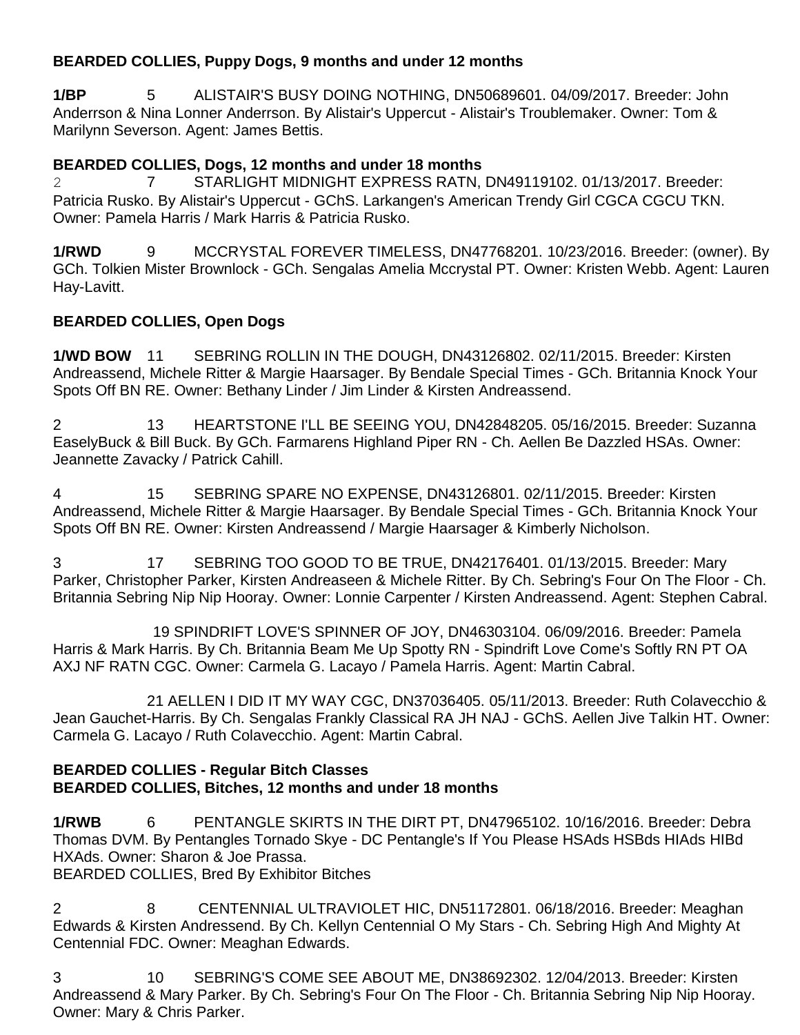**BEARDED COLLIES, Puppy Dogs, 9 months and under 12 months**

**1/BP** 5 ALISTAIR'S BUSY DOING NOTHING, DN50689601. 04/09/2017. Breeder: John Anderrson & Nina Lonner Anderrson. By Alistair's Uppercut - Alistair's Troublemaker. Owner: Tom & Marilynn Severson. Agent: James Bettis.

**BEARDED COLLIES, Dogs, 12 months and under 18 months**

2 7 STARLIGHT MIDNIGHT EXPRESS RATN, DN49119102. 01/13/2017. Breeder: Patricia Rusko. By Alistair's Uppercut - GChS. Larkangen's American Trendy Girl CGCA CGCU TKN. Owner: Pamela Harris / Mark Harris & Patricia Rusko.

**1/RWD** 9 MCCRYSTAL FOREVER TIMELESS, DN47768201. 10/23/2016. Breeder: (owner). By GCh. Tolkien Mister Brownlock - GCh. Sengalas Amelia Mccrystal PT. Owner: Kristen Webb. Agent: Lauren Hay-Lavitt.

**BEARDED COLLIES, Open Dogs**

**1/WD BOW** 11 SEBRING ROLLIN IN THE DOUGH, DN43126802. 02/11/2015. Breeder: Kirsten Andreassend, Michele Ritter & Margie Haarsager. By Bendale Special Times - GCh. Britannia Knock Your Spots Off BN RE. Owner: Bethany Linder / Jim Linder & Kirsten Andreassend.

2 13 HEARTSTONE I'LL BE SEEING YOU, DN42848205. 05/16/2015. Breeder: Suzanna EaselyBuck & Bill Buck. By GCh. Farmarens Highland Piper RN - Ch. Aellen Be Dazzled HSAs. Owner: Jeannette Zavacky / Patrick Cahill.

4 15 SEBRING SPARE NO EXPENSE, DN43126801. 02/11/2015. Breeder: Kirsten Andreassend, Michele Ritter & Margie Haarsager. By Bendale Special Times - GCh. Britannia Knock Your Spots Off BN RE. Owner: Kirsten Andreassend / Margie Haarsager & Kimberly Nicholson.

3 17 SEBRING TOO GOOD TO BE TRUE, DN42176401. 01/13/2015. Breeder: Mary Parker, Christopher Parker, Kirsten Andreaseen & Michele Ritter. By Ch. Sebring's Four On The Floor - Ch. Britannia Sebring Nip Nip Hooray. Owner: Lonnie Carpenter / Kirsten Andreassend. Agent: Stephen Cabral.

19 SPINDRIFT LOVE'S SPINNER OF JOY, DN46303104. 06/09/2016. Breeder: Pamela Harris & Mark Harris. By Ch. Britannia Beam Me Up Spotty RN - Spindrift Love Come's Softly RN PT OA AXJ NF RATN CGC. Owner: Carmela G. Lacayo / Pamela Harris. Agent: Martin Cabral.

21 AELLEN I DID IT MY WAY CGC, DN37036405. 05/11/2013. Breeder: Ruth Colavecchio & Jean Gauchet-Harris. By Ch. Sengalas Frankly Classical RA JH NAJ - GChS. Aellen Jive Talkin HT. Owner: Carmela G. Lacayo / Ruth Colavecchio. Agent: Martin Cabral.

**BEARDED COLLIES - Regular Bitch Classes**
**BEARDED COLLIES, Bitches, 12 months and under 18 months**

**1/RWB** 6 PENTANGLE SKIRTS IN THE DIRT PT, DN47965102. 10/16/2016. Breeder: Debra Thomas DVM. By Pentangles Tornado Skye - DC Pentangle's If You Please HSAds HSBds HIAds HIBd HXAds. Owner: Sharon & Joe Prassa.
BEARDED COLLIES, Bred By Exhibitor Bitches

2 8 CENTENNIAL ULTRAVIOLET HIC, DN51172801. 06/18/2016. Breeder: Meaghan Edwards & Kirsten Andressend. By Ch. Kellyn Centennial O My Stars - Ch. Sebring High And Mighty At Centennial FDC. Owner: Meaghan Edwards.

3 10 SEBRING'S COME SEE ABOUT ME, DN38692302. 12/04/2013. Breeder: Kirsten Andreassend & Mary Parker. By Ch. Sebring's Four On The Floor - Ch. Britannia Sebring Nip Nip Hooray. Owner: Mary & Chris Parker.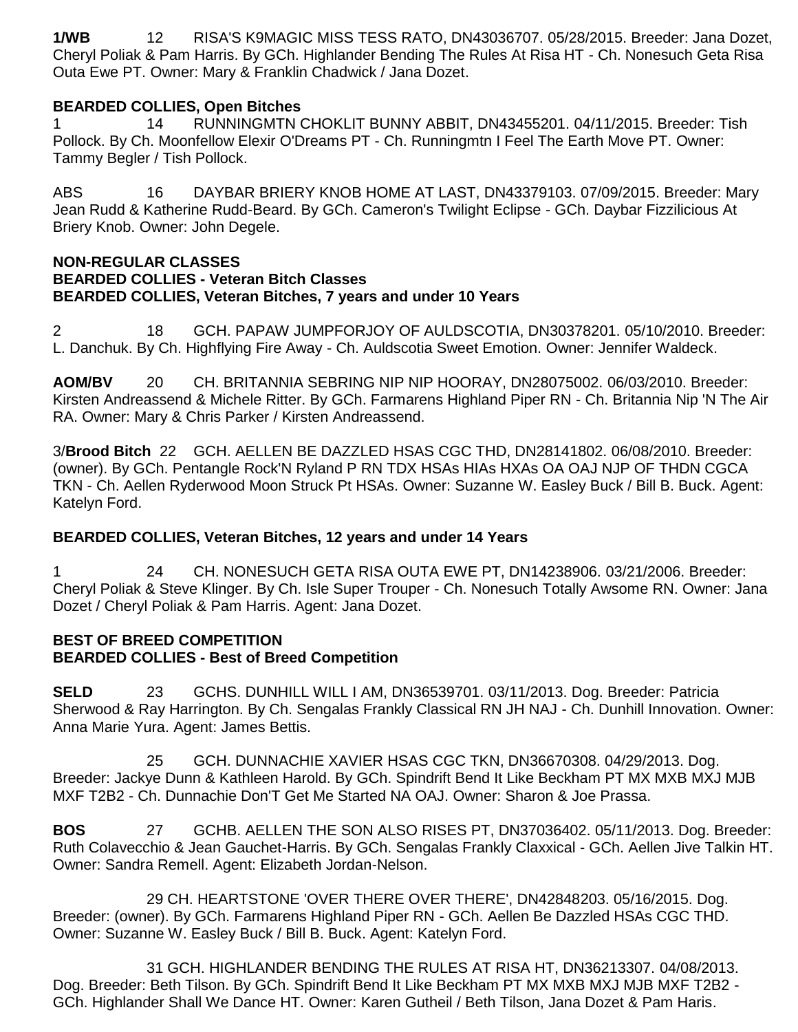**1/WB** 12 RISA'S K9MAGIC MISS TESS RATO, DN43036707. 05/28/2015. Breeder: Jana Dozet, Cheryl Poliak & Pam Harris. By GCh. Highlander Bending The Rules At Risa HT - Ch. Nonesuch Geta Risa Outa Ewe PT. Owner: Mary & Franklin Chadwick / Jana Dozet.

**BEARDED COLLIES, Open Bitches**

1 14 RUNNINGMTN CHOKLIT BUNNY ABBIT, DN43455201. 04/11/2015. Breeder: Tish Pollock. By Ch. Moonfellow Elexir O'Dreams PT - Ch. Runningmtn I Feel The Earth Move PT. Owner: Tammy Begler / Tish Pollock.

ABS 16 DAYBAR BRIERY KNOB HOME AT LAST, DN43379103. 07/09/2015. Breeder: Mary Jean Rudd & Katherine Rudd-Beard. By GCh. Cameron's Twilight Eclipse - GCh. Daybar Fizzilicious At Briery Knob. Owner: John Degele.

**NON-REGULAR CLASSES**
**BEARDED COLLIES - Veteran Bitch Classes**
**BEARDED COLLIES, Veteran Bitches, 7 years and under 10 Years**

2 18 GCH. PAPAW JUMPFORJOY OF AULDSCOTIA, DN30378201. 05/10/2010. Breeder: L. Danchuk. By Ch. Highflying Fire Away - Ch. Auldscotia Sweet Emotion. Owner: Jennifer Waldeck.

**AOM/BV** 20 CH. BRITANNIA SEBRING NIP NIP HOORAY, DN28075002. 06/03/2010. Breeder: Kirsten Andreassend & Michele Ritter. By GCh. Farmarens Highland Piper RN - Ch. Britannia Nip 'N The Air RA. Owner: Mary & Chris Parker / Kirsten Andreassend.

3/**Brood Bitch** 22 GCH. AELLEN BE DAZZLED HSAS CGC THD, DN28141802. 06/08/2010. Breeder: (owner). By GCh. Pentangle Rock'N Ryland P RN TDX HSAs HIAs HXAs OA OAJ NJP OF THDN CGCA TKN - Ch. Aellen Ryderwood Moon Struck Pt HSAs. Owner: Suzanne W. Easley Buck / Bill B. Buck. Agent: Katelyn Ford.

**BEARDED COLLIES, Veteran Bitches, 12 years and under 14 Years**

1 24 CH. NONESUCH GETA RISA OUTA EWE PT, DN14238906. 03/21/2006. Breeder: Cheryl Poliak & Steve Klinger. By Ch. Isle Super Trouper - Ch. Nonesuch Totally Awsome RN. Owner: Jana Dozet / Cheryl Poliak & Pam Harris. Agent: Jana Dozet.

**BEST OF BREED COMPETITION**
**BEARDED COLLIES - Best of Breed Competition**

**SELD** 23 GCHS. DUNHILL WILL I AM, DN36539701. 03/11/2013. Dog. Breeder: Patricia Sherwood & Ray Harrington. By Ch. Sengalas Frankly Classical RN JH NAJ - Ch. Dunhill Innovation. Owner: Anna Marie Yura. Agent: James Bettis.

25 GCH. DUNNACHIE XAVIER HSAS CGC TKN, DN36670308. 04/29/2013. Dog. Breeder: Jackye Dunn & Kathleen Harold. By GCh. Spindrift Bend It Like Beckham PT MX MXB MXJ MJB MXF T2B2 - Ch. Dunnachie Don'T Get Me Started NA OAJ. Owner: Sharon & Joe Prassa.

**BOS** 27 GCHB. AELLEN THE SON ALSO RISES PT, DN37036402. 05/11/2013. Dog. Breeder: Ruth Colavecchio & Jean Gauchet-Harris. By GCh. Sengalas Frankly Claxxical - GCh. Aellen Jive Talkin HT. Owner: Sandra Remell. Agent: Elizabeth Jordan-Nelson.

29 CH. HEARTSTONE 'OVER THERE OVER THERE', DN42848203. 05/16/2015. Dog. Breeder: (owner). By GCh. Farmarens Highland Piper RN - GCh. Aellen Be Dazzled HSAs CGC THD. Owner: Suzanne W. Easley Buck / Bill B. Buck. Agent: Katelyn Ford.

31 GCH. HIGHLANDER BENDING THE RULES AT RISA HT, DN36213307. 04/08/2013. Dog. Breeder: Beth Tilson. By GCh. Spindrift Bend It Like Beckham PT MX MXB MXJ MJB MXF T2B2 - GCh. Highlander Shall We Dance HT. Owner: Karen Gutheil / Beth Tilson, Jana Dozet & Pam Haris.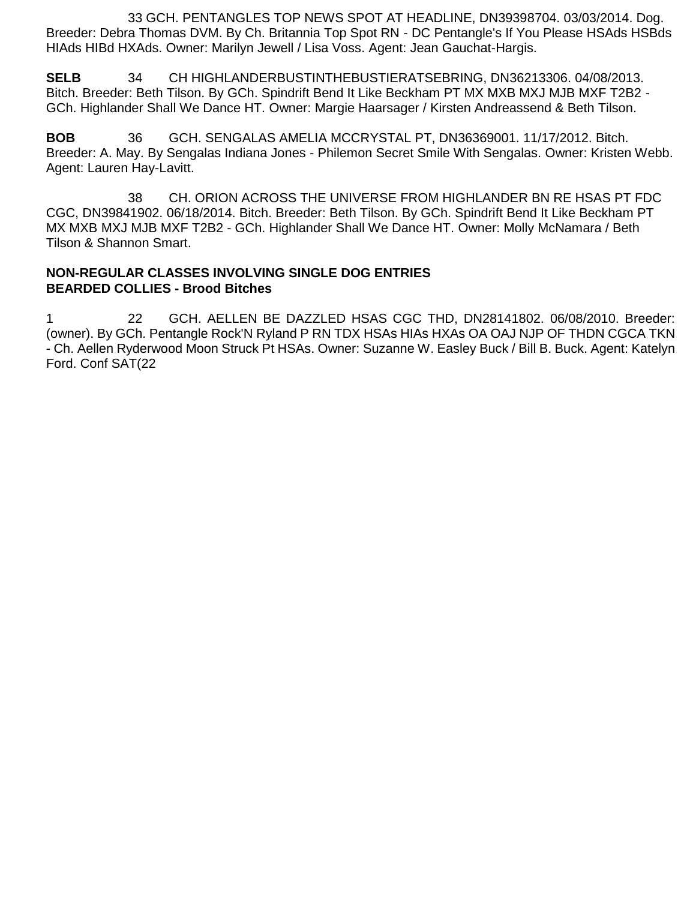33 GCH. PENTANGLES TOP NEWS SPOT AT HEADLINE, DN39398704. 03/03/2014. Dog. Breeder: Debra Thomas DVM. By Ch. Britannia Top Spot RN - DC Pentangle's If You Please HSAds HSBds HIAds HIBd HXAds. Owner: Marilyn Jewell / Lisa Voss. Agent: Jean Gauchat-Hargis.

**SELB** 34 CH HIGHLANDERBUSTINTHEBUSTIERATSEBRING, DN36213306. 04/08/2013. Bitch. Breeder: Beth Tilson. By GCh. Spindrift Bend It Like Beckham PT MX MXB MXJ MJB MXF T2B2 - GCh. Highlander Shall We Dance HT. Owner: Margie Haarsager / Kirsten Andreassend & Beth Tilson.

**BOB** 36 GCH. SENGALAS AMELIA MCCRYSTAL PT, DN36369001. 11/17/2012. Bitch. Breeder: A. May. By Sengalas Indiana Jones - Philemon Secret Smile With Sengalas. Owner: Kristen Webb. Agent: Lauren Hay-Lavitt.

38 CH. ORION ACROSS THE UNIVERSE FROM HIGHLANDER BN RE HSAS PT FDC CGC, DN39841902. 06/18/2014. Bitch. Breeder: Beth Tilson. By GCh. Spindrift Bend It Like Beckham PT MX MXB MXJ MJB MXF T2B2 - GCh. Highlander Shall We Dance HT. Owner: Molly McNamara / Beth Tilson & Shannon Smart.

**NON-REGULAR CLASSES INVOLVING SINGLE DOG ENTRIES**
**BEARDED COLLIES - Brood Bitches**

1 22 GCH. AELLEN BE DAZZLED HSAS CGC THD, DN28141802. 06/08/2010. Breeder: (owner). By GCh. Pentangle Rock'N Ryland P RN TDX HSAs HIAs HXAs OA OAJ NJP OF THDN CGCA TKN - Ch. Aellen Ryderwood Moon Struck Pt HSAs. Owner: Suzanne W. Easley Buck / Bill B. Buck. Agent: Katelyn Ford. Conf SAT(22